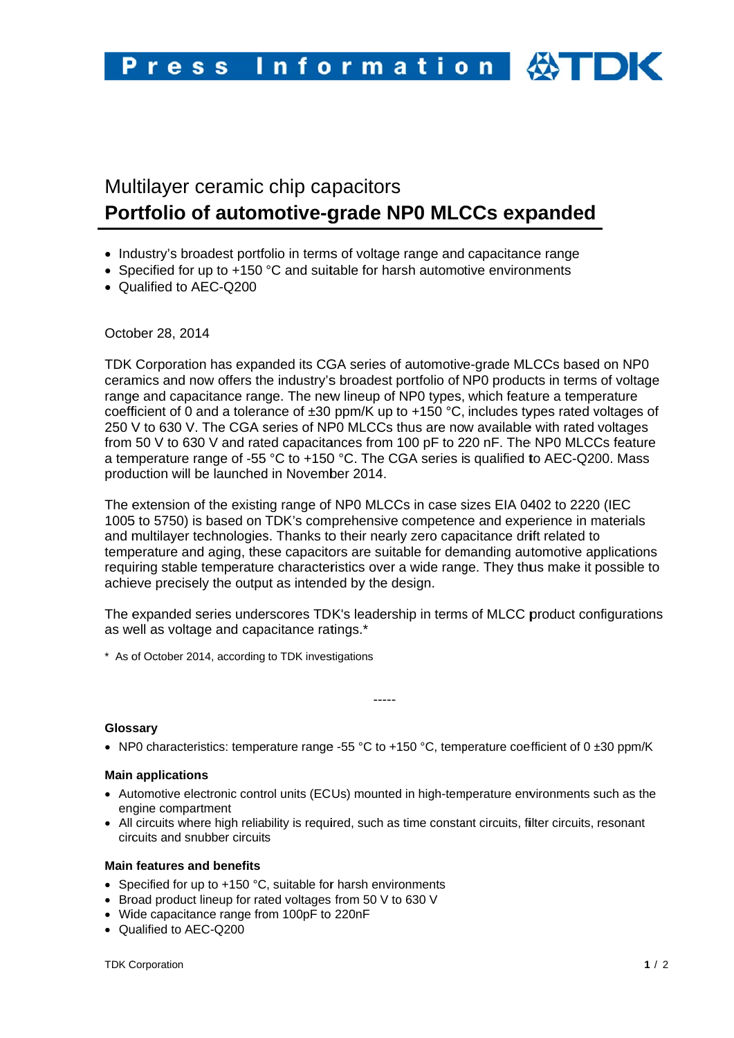Press Information TDK

# Multilayer ceramic chip capacitors
## Portfolio of automotive-grade NP0 MLCCs expanded

- Industry's broadest portfolio in terms of voltage range and capacitance range
- Specified for up to +150 °C and suitable for harsh automotive environments
- Qualified to AEC-Q200

October 28, 2014

TDK Corporation has expanded its CGA series of automotive-grade MLCCs based on NP0 ceramics and now offers the industry's broadest portfolio of NP0 products in terms of voltage range and capacitance range. The new lineup of NP0 types, which feature a temperature coefficient of 0 and a tolerance of ±30 ppm/K up to +150 °C, includes types rated voltages of 250 V to 630 V. The CGA series of NP0 MLCCs thus are now available with rated voltages from 50 V to 630 V and rated capacitances from 100 pF to 220 nF. The NP0 MLCCs feature a temperature range of -55 °C to +150 °C. The CGA series is qualified to AEC-Q200. Mass production will be launched in November 2014.

The extension of the existing range of NP0 MLCCs in case sizes EIA 0402 to 2220 (IEC 1005 to 5750) is based on TDK's comprehensive competence and experience in materials and multilayer technologies. Thanks to their nearly zero capacitance drift related to temperature and aging, these capacitors are suitable for demanding automotive applications requiring stable temperature characteristics over a wide range. They thus make it possible to achieve precisely the output as intended by the design.

The expanded series underscores TDK's leadership in terms of MLCC product configurations as well as voltage and capacitance ratings.*

\* As of October 2014, according to TDK investigations

-----

#### Glossary

- NP0 characteristics: temperature range -55 °C to +150 °C, temperature coefficient of 0 ±30 ppm/K

#### Main applications

- Automotive electronic control units (ECUs) mounted in high-temperature environments such as the engine compartment
- All circuits where high reliability is required, such as time constant circuits, filter circuits, resonant circuits and snubber circuits

#### Main features and benefits

- Specified for up to +150 °C, suitable for harsh environments
- Broad product lineup for rated voltages from 50 V to 630 V
- Wide capacitance range from 100pF to 220nF
- Qualified to AEC-Q200

TDK Corporation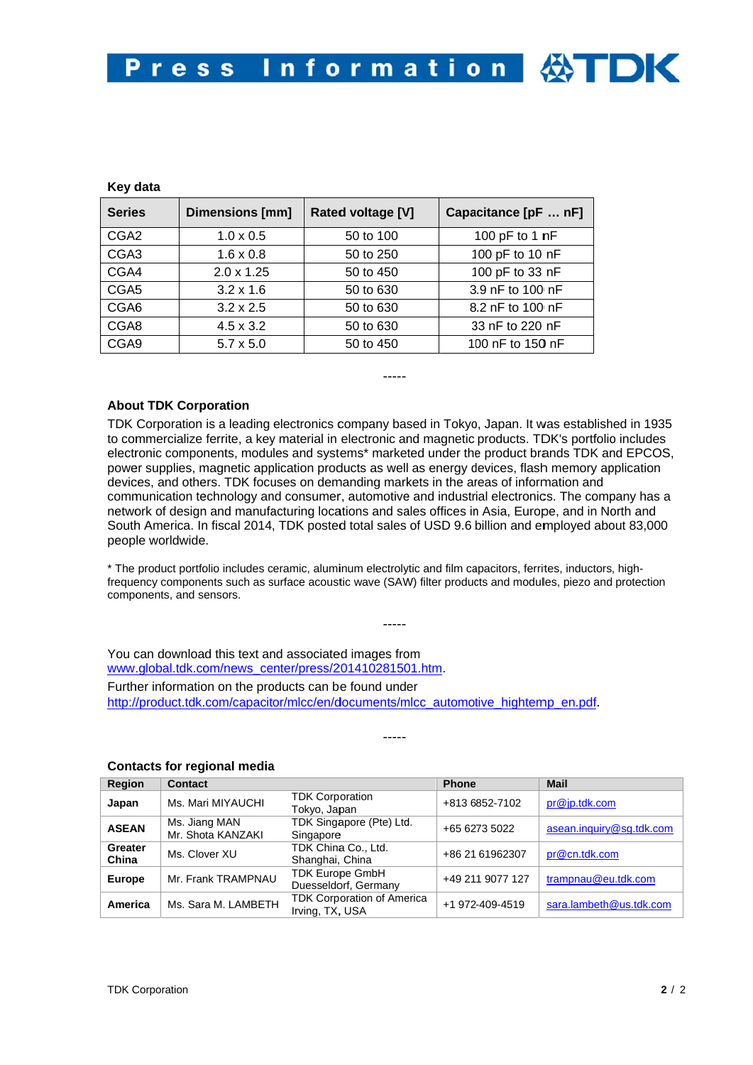### Key data

| Series | Dimensions [mm] | Rated voltage [V] | Capacitance [pF … nF] |
|---|---|---|---|
| CGA2 | 1.0 x 0.5 | 50 to 100 | 100 pF to 1 nF |
| CGA3 | 1.6 x 0.8 | 50 to 250 | 100 pF to 10 nF |
| CGA4 | 2.0 x 1.25 | 50 to 450 | 100 pF to 33 nF |
| CGA5 | 3.2 x 1.6 | 50 to 630 | 3.9 nF to 100 nF |
| CGA6 | 3.2 x 2.5 | 50 to 630 | 8.2 nF to 100 nF |
| CGA8 | 4.5 x 3.2 | 50 to 630 | 33 nF to 220 nF |
| CGA9 | 5.7 x 5.0 | 50 to 450 | 100 nF to 150 nF |

-----

### About TDK Corporation

TDK Corporation is a leading electronics company based in Tokyo, Japan. It was established in 1935 to commercialize ferrite, a key material in electronic and magnetic products. TDK's portfolio includes electronic components, modules and systems* marketed under the product brands TDK and EPCOS, power supplies, magnetic application products as well as energy devices, flash memory application devices, and others. TDK focuses on demanding markets in the areas of information and communication technology and consumer, automotive and industrial electronics. The company has a network of design and manufacturing locations and sales offices in Asia, Europe, and in North and South America. In fiscal 2014, TDK posted total sales of USD 9.6 billion and employed about 83,000 people worldwide.

* The product portfolio includes ceramic, aluminum electrolytic and film capacitors, ferrites, inductors, high-frequency components such as surface acoustic wave (SAW) filter products and modules, piezo and protection components, and sensors.

-----

You can download this text and associated images from www.global.tdk.com/news_center/press/201410281501.htm.

Further information on the products can be found under http://product.tdk.com/capacitor/mlcc/en/documents/mlcc_automotive_hightemp_en.pdf.

-----

### Contacts for regional media

| Region | Contact | | Phone | Mail |
|---|---|---|---|---|
| **Japan** | Ms. Mari MIYAUCHI | TDK Corporation<br>Tokyo, Japan | +813 6852-7102 | pr@jp.tdk.com |
| **ASEAN** | Ms. Jiang MAN<br>Mr. Shota KANZAKI | TDK Singapore (Pte) Ltd.<br>Singapore | +65 6273 5022 | asean.inquiry@sg.tdk.com |
| **Greater China** | Ms. Clover XU | TDK China Co., Ltd.<br>Shanghai, China | +86 21 61962307 | pr@cn.tdk.com |
| **Europe** | Mr. Frank TRAMPNAU | TDK Europe GmbH<br>Duesseldorf, Germany | +49 211 9077 127 | trampnau@eu.tdk.com |
| **America** | Ms. Sara M. LAMBETH | TDK Corporation of America<br>Irving, TX, USA | +1 972-409-4519 | sara.lambeth@us.tdk.com |